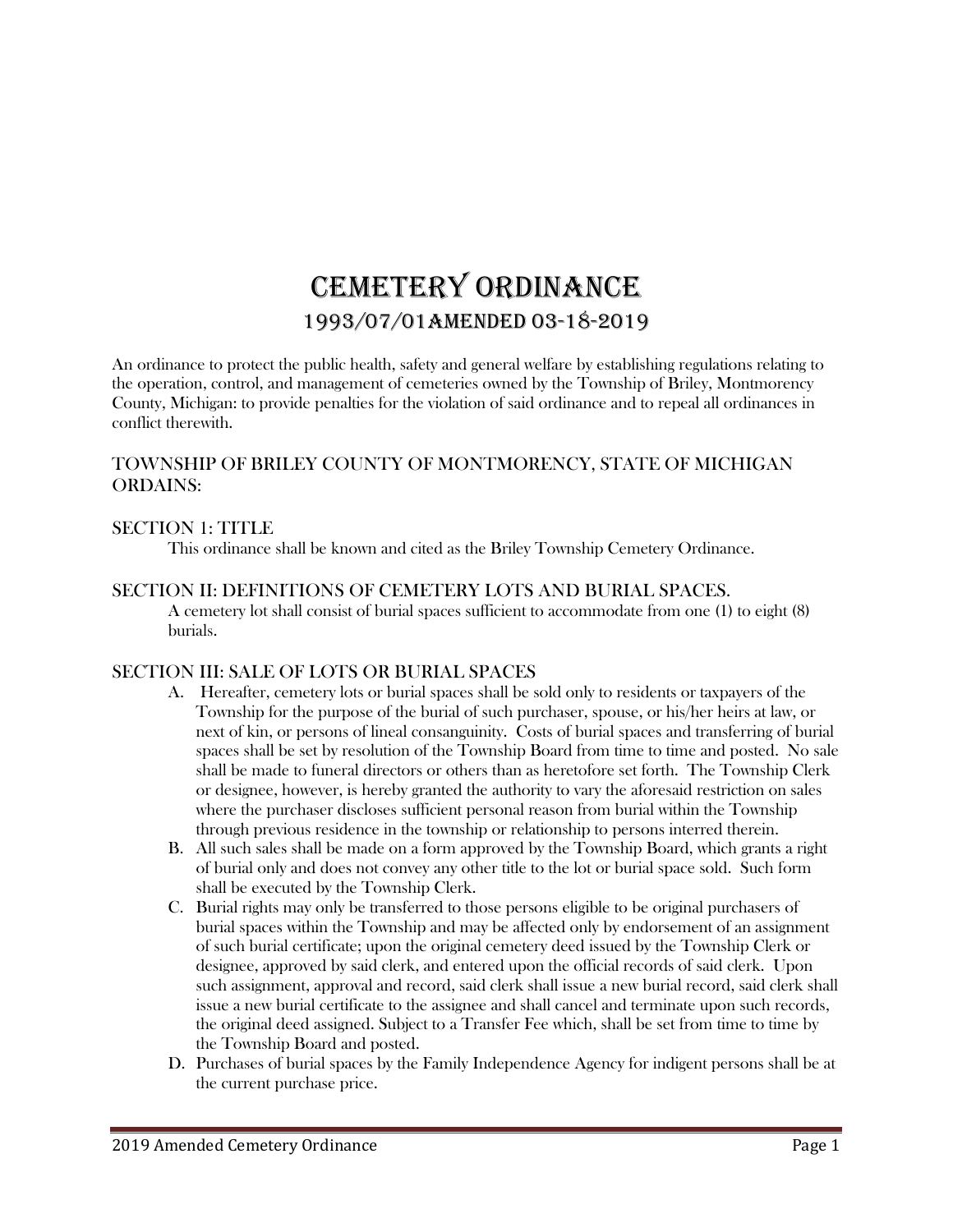# CEMETERY ORDINANCE

## 1993/07/01AMENDED 03-18-2019

An ordinance to protect the public health, safety and general welfare by establishing regulations relating to the operation, control, and management of cemeteries owned by the Township of Briley, Montmorency County, Michigan: to provide penalties for the violation of said ordinance and to repeal all ordinances in conflict therewith.

## TOWNSHIP OF BRILEY COUNTY OF MONTMORENCY, STATE OF MICHIGAN ORDAINS:

## SECTION 1: TITLE

This ordinance shall be known and cited as the Briley Township Cemetery Ordinance.

## SECTION II: DEFINITIONS OF CEMETERY LOTS AND BURIAL SPACES.

A cemetery lot shall consist of burial spaces sufficient to accommodate from one (1) to eight (8) burials.

## SECTION III: SALE OF LOTS OR BURIAL SPACES

A. Hereafter, cemetery lots or burial spaces shall be sold only to residents or taxpayers of the Township for the purpose of the burial of such purchaser, spouse, or his/her heirs at law, or next of kin, or persons of lineal consanguinity. Costs of burial spaces and transferring of burial spaces shall be set by resolution of the Township Board from time to time and posted. No sale shall be made to funeral directors or others than as heretofore set forth. The Township Clerk or designee, however, is hereby granted the authority to vary the aforesaid restriction on sales where the purchaser discloses sufficient personal reason from burial within the Township through previous residence in the township or relationship to persons interred therein.

B. All such sales shall be made on a form approved by the Township Board, which grants a right of burial only and does not convey any other title to the lot or burial space sold. Such form shall be executed by the Township Clerk.

C. Burial rights may only be transferred to those persons eligible to be original purchasers of burial spaces within the Township and may be affected only by endorsement of an assignment of such burial certificate; upon the original cemetery deed issued by the Township Clerk or designee, approved by said clerk, and entered upon the official records of said clerk. Upon such assignment, approval and record, said clerk shall issue a new burial record, said clerk shall issue a new burial certificate to the assignee and shall cancel and terminate upon such records, the original deed assigned. Subject to a Transfer Fee which, shall be set from time to time by the Township Board and posted.

D. Purchases of burial spaces by the Family Independence Agency for indigent persons shall be at the current purchase price.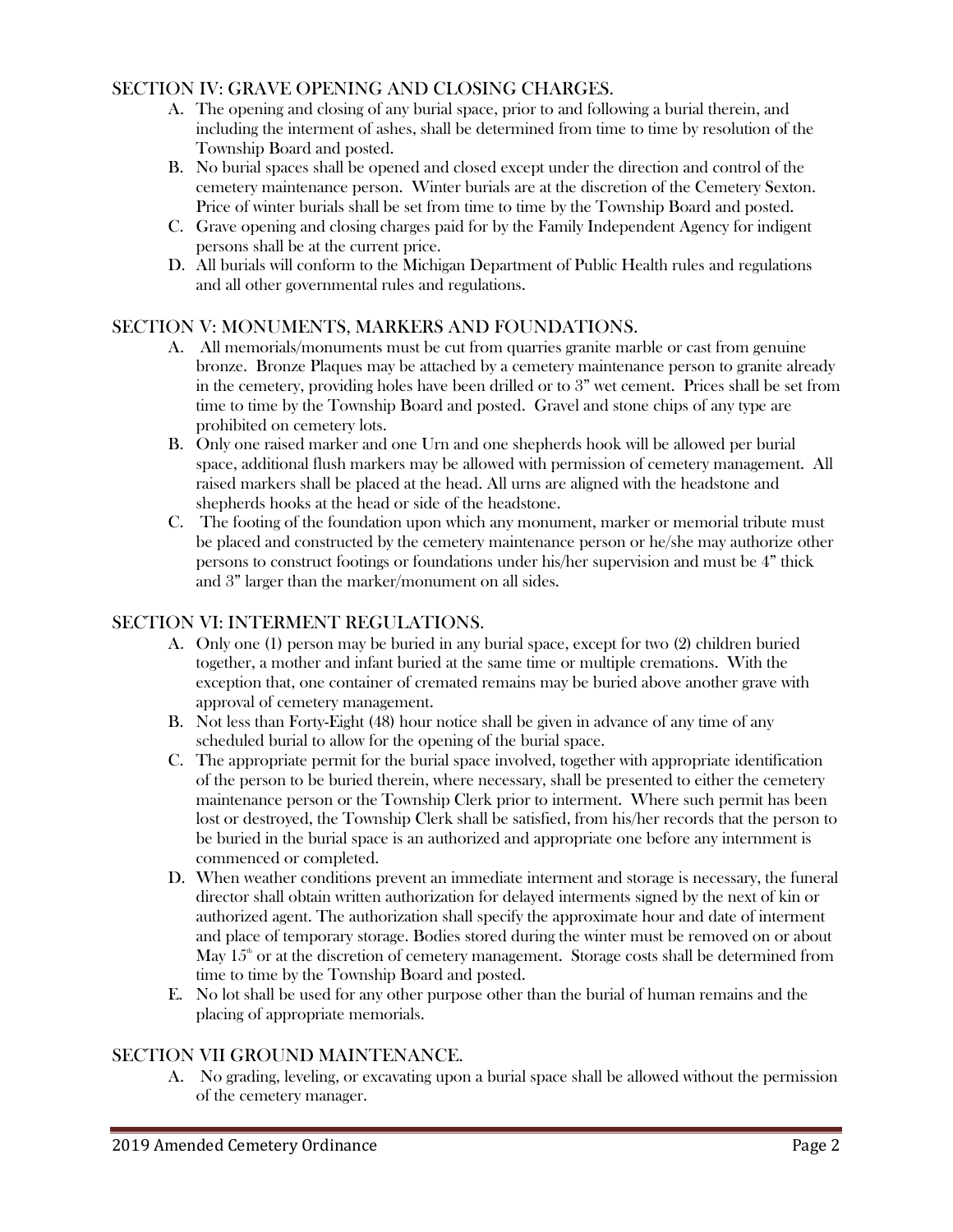## SECTION IV: GRAVE OPENING AND CLOSING CHARGES.

A. The opening and closing of any burial space, prior to and following a burial therein, and including the interment of ashes, shall be determined from time to time by resolution of the Township Board and posted.
B. No burial spaces shall be opened and closed except under the direction and control of the cemetery maintenance person. Winter burials are at the discretion of the Cemetery Sexton. Price of winter burials shall be set from time to time by the Township Board and posted.
C. Grave opening and closing charges paid for by the Family Independent Agency for indigent persons shall be at the current price.
D. All burials will conform to the Michigan Department of Public Health rules and regulations and all other governmental rules and regulations.

## SECTION V: MONUMENTS, MARKERS AND FOUNDATIONS.

A. All memorials/monuments must be cut from quarries granite marble or cast from genuine bronze. Bronze Plaques may be attached by a cemetery maintenance person to granite already in the cemetery, providing holes have been drilled or to 3" wet cement. Prices shall be set from time to time by the Township Board and posted. Gravel and stone chips of any type are prohibited on cemetery lots.
B. Only one raised marker and one Urn and one shepherds hook will be allowed per burial space, additional flush markers may be allowed with permission of cemetery management. All raised markers shall be placed at the head. All urns are aligned with the headstone and shepherds hooks at the head or side of the headstone.
C. The footing of the foundation upon which any monument, marker or memorial tribute must be placed and constructed by the cemetery maintenance person or he/she may authorize other persons to construct footings or foundations under his/her supervision and must be 4" thick and 3" larger than the marker/monument on all sides.

## SECTION VI: INTERMENT REGULATIONS.

A. Only one (1) person may be buried in any burial space, except for two (2) children buried together, a mother and infant buried at the same time or multiple cremations. With the exception that, one container of cremated remains may be buried above another grave with approval of cemetery management.
B. Not less than Forty-Eight (48) hour notice shall be given in advance of any time of any scheduled burial to allow for the opening of the burial space.
C. The appropriate permit for the burial space involved, together with appropriate identification of the person to be buried therein, where necessary, shall be presented to either the cemetery maintenance person or the Township Clerk prior to interment. Where such permit has been lost or destroyed, the Township Clerk shall be satisfied, from his/her records that the person to be buried in the burial space is an authorized and appropriate one before any internment is commenced or completed.
D. When weather conditions prevent an immediate interment and storage is necessary, the funeral director shall obtain written authorization for delayed interments signed by the next of kin or authorized agent. The authorization shall specify the approximate hour and date of interment and place of temporary storage. Bodies stored during the winter must be removed on or about May 15th or at the discretion of cemetery management. Storage costs shall be determined from time to time by the Township Board and posted.
E. No lot shall be used for any other purpose other than the burial of human remains and the placing of appropriate memorials.

## SECTION VII GROUND MAINTENANCE.

A. No grading, leveling, or excavating upon a burial space shall be allowed without the permission of the cemetery manager.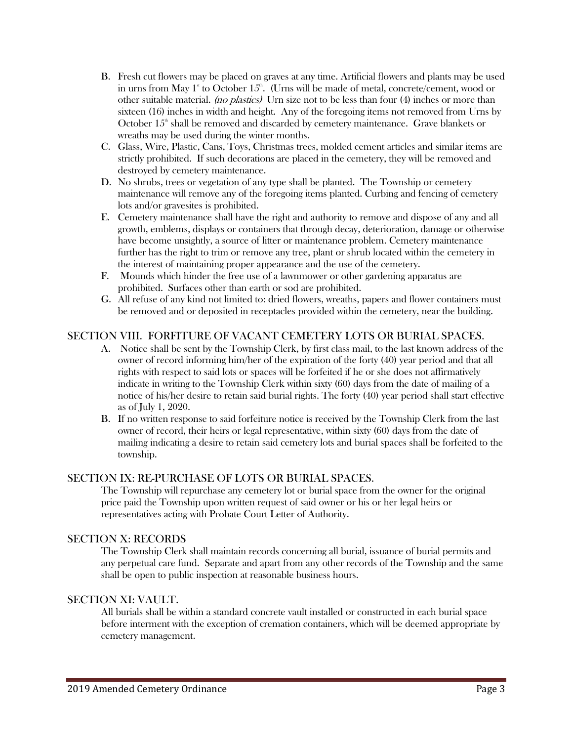B. Fresh cut flowers may be placed on graves at any time. Artificial flowers and plants may be used in urns from May 1st to October 15th. (Urns will be made of metal, concrete/cement, wood or other suitable material. *(no plastics)* Urn size not to be less than four (4) inches or more than sixteen (16) inches in width and height. Any of the foregoing items not removed from Urns by October 15th shall be removed and discarded by cemetery maintenance. Grave blankets or wreaths may be used during the winter months.

C. Glass, Wire, Plastic, Cans, Toys, Christmas trees, molded cement articles and similar items are strictly prohibited. If such decorations are placed in the cemetery, they will be removed and destroyed by cemetery maintenance.

D. No shrubs, trees or vegetation of any type shall be planted. The Township or cemetery maintenance will remove any of the foregoing items planted. Curbing and fencing of cemetery lots and/or gravesites is prohibited.

E. Cemetery maintenance shall have the right and authority to remove and dispose of any and all growth, emblems, displays or containers that through decay, deterioration, damage or otherwise have become unsightly, a source of litter or maintenance problem. Cemetery maintenance further has the right to trim or remove any tree, plant or shrub located within the cemetery in the interest of maintaining proper appearance and the use of the cemetery.

F. Mounds which hinder the free use of a lawnmower or other gardening apparatus are prohibited. Surfaces other than earth or sod are prohibited.

G. All refuse of any kind not limited to: dried flowers, wreaths, papers and flower containers must be removed and or deposited in receptacles provided within the cemetery, near the building.

## SECTION VIII. FORFITURE OF VACANT CEMETERY LOTS OR BURIAL SPACES.

A. Notice shall be sent by the Township Clerk, by first class mail, to the last known address of the owner of record informing him/her of the expiration of the forty (40) year period and that all rights with respect to said lots or spaces will be forfeited if he or she does not affirmatively indicate in writing to the Township Clerk within sixty (60) days from the date of mailing of a notice of his/her desire to retain said burial rights. The forty (40) year period shall start effective as of July 1, 2020.

B. If no written response to said forfeiture notice is received by the Township Clerk from the last owner of record, their heirs or legal representative, within sixty (60) days from the date of mailing indicating a desire to retain said cemetery lots and burial spaces shall be forfeited to the township.

## SECTION IX: RE-PURCHASE OF LOTS OR BURIAL SPACES.

The Township will repurchase any cemetery lot or burial space from the owner for the original price paid the Township upon written request of said owner or his or her legal heirs or representatives acting with Probate Court Letter of Authority.

## SECTION X: RECORDS

The Township Clerk shall maintain records concerning all burial, issuance of burial permits and any perpetual care fund. Separate and apart from any other records of the Township and the same shall be open to public inspection at reasonable business hours.

## SECTION XI: VAULT.

All burials shall be within a standard concrete vault installed or constructed in each burial space before interment with the exception of cremation containers, which will be deemed appropriate by cemetery management.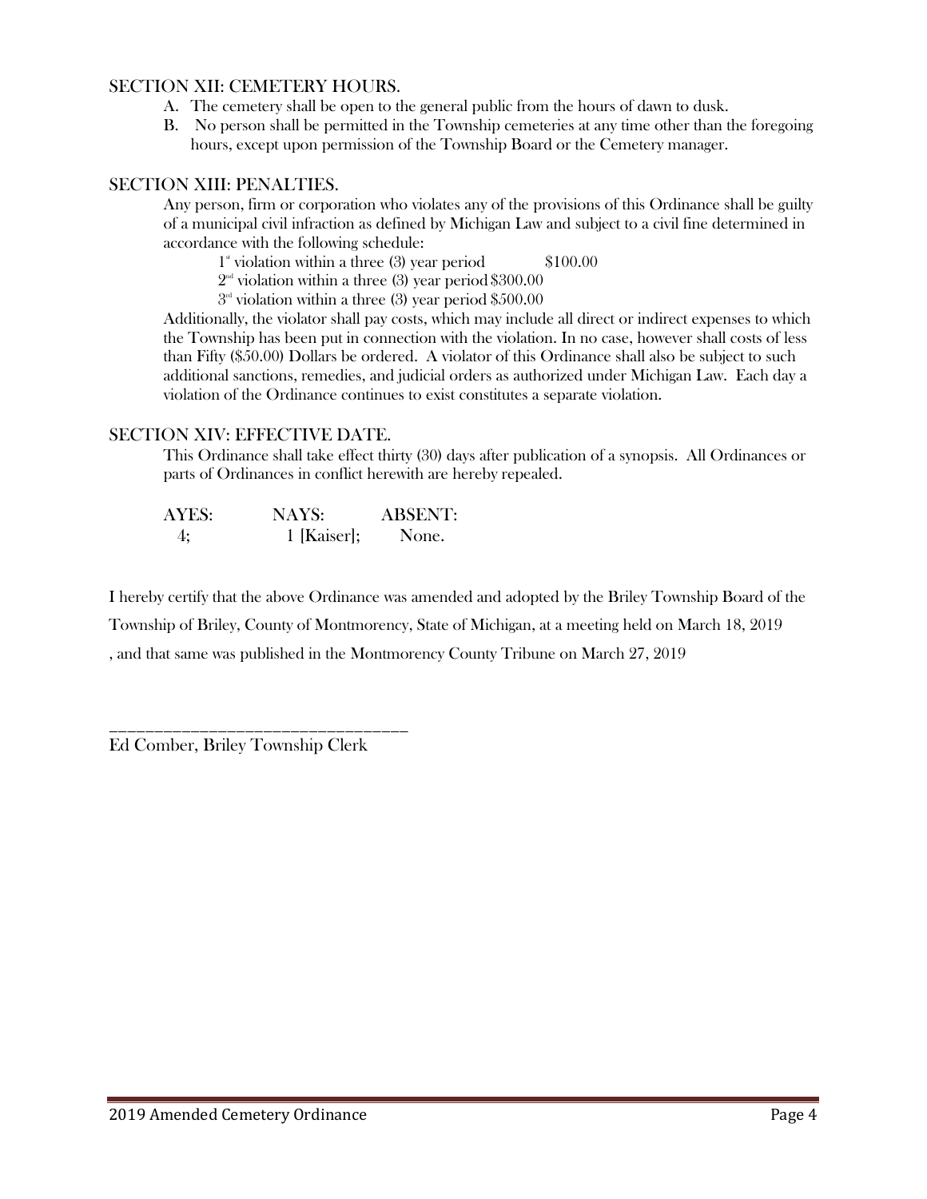## SECTION XII: CEMETERY HOURS.

A. The cemetery shall be open to the general public from the hours of dawn to dusk.

B. No person shall be permitted in the Township cemeteries at any time other than the foregoing hours, except upon permission of the Township Board or the Cemetery manager.

## SECTION XIII: PENALTIES.

Any person, firm or corporation who violates any of the provisions of this Ordinance shall be guilty of a municipal civil infraction as defined by Michigan Law and subject to a civil fine determined in accordance with the following schedule:

1st violation within a three (3) year period $100.00

2nd violation within a three (3) year period $300.00

3rd violation within a three (3) year period $500.00

Additionally, the violator shall pay costs, which may include all direct or indirect expenses to which the Township has been put in connection with the violation. In no case, however shall costs of less than Fifty ($50.00) Dollars be ordered. A violator of this Ordinance shall also be subject to such additional sanctions, remedies, and judicial orders as authorized under Michigan Law. Each day a violation of the Ordinance continues to exist constitutes a separate violation.

## SECTION XIV: EFFECTIVE DATE.

This Ordinance shall take effect thirty (30) days after publication of a synopsis. All Ordinances or parts of Ordinances in conflict herewith are hereby repealed.

| AYES: | NAYS: | ABSENT: |
|---|---|---|
| 4; | 1 [Kaiser]; | None. |

I hereby certify that the above Ordinance was amended and adopted by the Briley Township Board of the Township of Briley, County of Montmorency, State of Michigan, at a meeting held on March 18, 2019, and that same was published in the Montmorency County Tribune on March 27, 2019

\_\_\_\_\_\_\_\_\_\_\_\_\_\_\_\_\_\_\_\_\_\_\_\_\_\_\_\_\_\_\_\_\_\_

Ed Comber, Briley Township Clerk